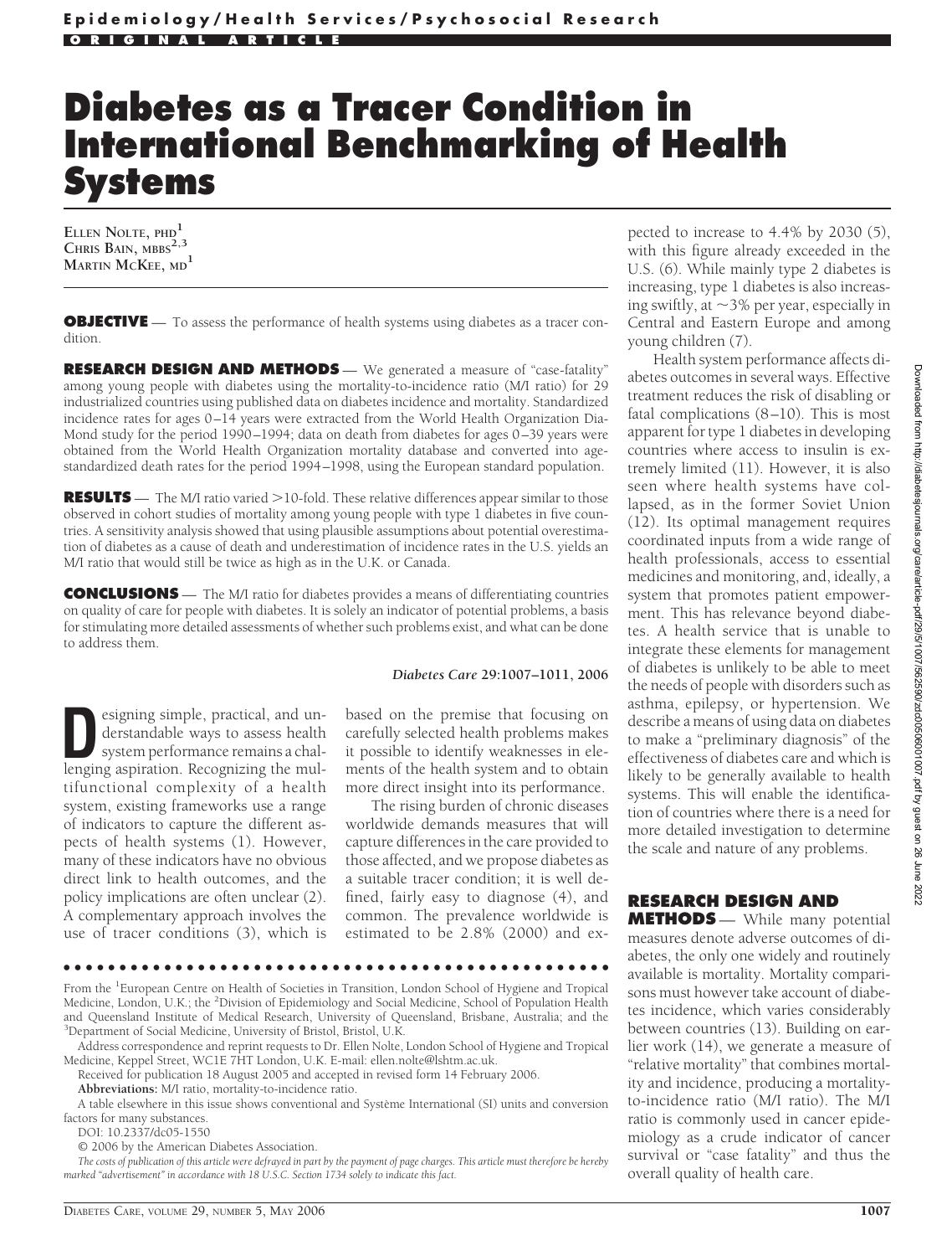Epidemiology/Health Services/Psychosocial Research

ORIGINAL ARTICLE

# Diabetes as a Tracer Condition in International Benchmarking of Health Systems

ELLEN NOLTE, PHD[1]
CHRIS BAIN, MBBS[2,3]
MARTIN MCKEE, MD[1]

**OBJECTIVE** — To assess the performance of health systems using diabetes as a tracer condition.

**RESEARCH DESIGN AND METHODS** — We generated a measure of "case-fatality" among young people with diabetes using the mortality-to-incidence ratio (M/I ratio) for 29 industrialized countries using published data on diabetes incidence and mortality. Standardized incidence rates for ages 0–14 years were extracted from the World Health Organization Dia-Mond study for the period 1990–1994; data on death from diabetes for ages 0–39 years were obtained from the World Health Organization mortality database and converted into age-standardized death rates for the period 1994–1998, using the European standard population.

**RESULTS** — The M/I ratio varied >10-fold. These relative differences appear similar to those observed in cohort studies of mortality among young people with type 1 diabetes in five countries. A sensitivity analysis showed that using plausible assumptions about potential overestimation of diabetes as a cause of death and underestimation of incidence rates in the U.S. yields an M/I ratio that would still be twice as high as in the U.K. or Canada.

**CONCLUSIONS** — The M/I ratio for diabetes provides a means of differentiating countries on quality of care for people with diabetes. It is solely an indicator of potential problems, a basis for stimulating more detailed assessments of whether such problems exist, and what can be done to address them.

*Diabetes Care* **29**:1007–1011, 2006

Designing simple, practical, and understandable ways to assess health system performance remains a challenging aspiration. Recognizing the multifunctional complexity of a health system, existing frameworks use a range of indicators to capture the different aspects of health systems (1). However, many of these indicators have no obvious direct link to health outcomes, and the policy implications are often unclear (2). A complementary approach involves the use of tracer conditions (3), which is based on the premise that focusing on carefully selected health problems makes it possible to identify weaknesses in elements of the health system and to obtain more direct insight into its performance.

The rising burden of chronic diseases worldwide demands measures that will capture differences in the care provided to those affected, and we propose diabetes as a suitable tracer condition; it is well defined, fairly easy to diagnose (4), and common. The prevalence worldwide is estimated to be 2.8% (2000) and expected to increase to 4.4% by 2030 (5), with this figure already exceeded in the U.S. (6). While mainly type 2 diabetes is increasing, type 1 diabetes is also increasing swiftly, at ~3% per year, especially in Central and Eastern Europe and among young children (7).

Health system performance affects diabetes outcomes in several ways. Effective treatment reduces the risk of disabling or fatal complications (8–10). This is most apparent for type 1 diabetes in developing countries where access to insulin is extremely limited (11). However, it is also seen where health systems have collapsed, as in the former Soviet Union (12). Its optimal management requires coordinated inputs from a wide range of health professionals, access to essential medicines and monitoring, and, ideally, a system that promotes patient empowerment. This has relevance beyond diabetes. A health service that is unable to integrate these elements for management of diabetes is unlikely to be able to meet the needs of people with disorders such as asthma, epilepsy, or hypertension. We describe a means of using data on diabetes to make a "preliminary diagnosis" of the effectiveness of diabetes care and which is likely to be generally available to health systems. This will enable the identification of countries where there is a need for more detailed investigation to determine the scale and nature of any problems.

## RESEARCH DESIGN AND METHODS

While many potential measures denote adverse outcomes of diabetes, the only one widely and routinely available is mortality. Mortality comparisons must however take account of diabetes incidence, which varies considerably between countries (13). Building on earlier work (14), we generate a measure of "relative mortality" that combines mortality and incidence, producing a mortality-to-incidence ratio (M/I ratio). The M/I ratio is commonly used in cancer epidemiology as a crude indicator of cancer survival or "case fatality" and thus the overall quality of health care.

---

From the [1]European Centre on Health of Societies in Transition, London School of Hygiene and Tropical Medicine, London, U.K.; the [2]Division of Epidemiology and Social Medicine, School of Population Health and Queensland Institute of Medical Research, University of Queensland, Brisbane, Australia; and the [3]Department of Social Medicine, University of Bristol, Bristol, U.K.

Address correspondence and reprint requests to Dr. Ellen Nolte, London School of Hygiene and Tropical Medicine, Keppel Street, WC1E 7HT London, U.K. E-mail: ellen.nolte@lshtm.ac.uk.

Received for publication 18 August 2005 and accepted in revised form 14 February 2006.

**Abbreviations:** M/I ratio, mortality-to-incidence ratio.

A table elsewhere in this issue shows conventional and Système International (SI) units and conversion factors for many substances.

DOI: 10.2337/dc05-1550

© 2006 by the American Diabetes Association.

*The costs of publication of this article were defrayed in part by the payment of page charges. This article must therefore be hereby marked "advertisement" in accordance with 18 U.S.C. Section 1734 solely to indicate this fact.*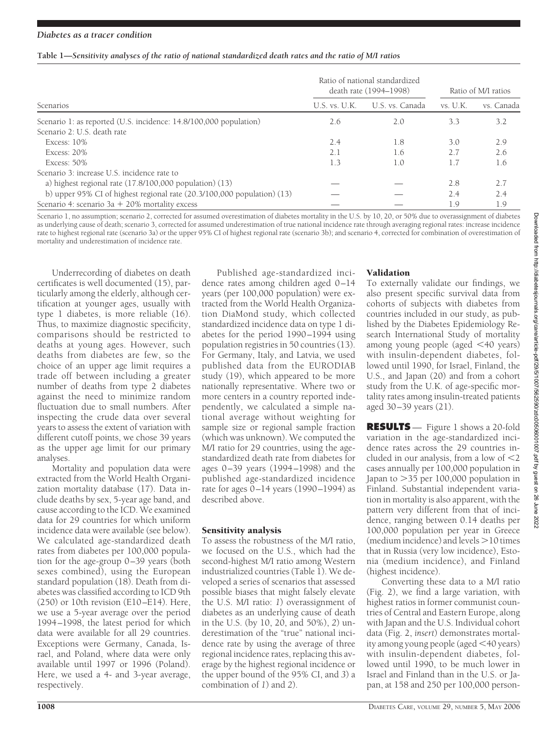**Table 1—Sensitivity analyses of the ratio of national standardized death rates and the ratio of M/I ratios**

| Scenarios | Ratio of national standardized death rate (1994–1998) | | Ratio of M/I ratios | |
|---|---|---|---|---|
| | U.S. vs. U.K. | U.S. vs. Canada | vs. U.K. | vs. Canada |
| Scenario 1: as reported (U.S. incidence: 14.8/100,000 population) | 2.6 | 2.0 | 3.3 | 3.2 |
| Scenario 2: U.S. death rate | | | | |
| Excess: 10% | 2.4 | 1.8 | 3.0 | 2.9 |
| Excess: 20% | 2.1 | 1.6 | 2.7 | 2.6 |
| Excess: 50% | 1.3 | 1.0 | 1.7 | 1.6 |
| Scenario 3: increase U.S. incidence rate to | | | | |
| a) highest regional rate (17.8/100,000 population) (13) | — | — | 2.8 | 2.7 |
| b) upper 95% CI of highest regional rate (20.3/100,000 population) (13) | — | — | 2.4 | 2.4 |
| Scenario 4: scenario 3a + 20% mortality excess | — | — | 1.9 | 1.9 |

Scenario 1, no assumption; scenario 2, corrected for assumed overestimation of diabetes mortality in the U.S. by 10, 20, or 50% due to overassignment of diabetes as underlying cause of death; scenario 3, corrected for assumed underestimation of true national incidence rate through averaging regional rates: increase incidence rate to highest regional rate (scenario 3a) or the upper 95% CI of highest regional rate (scenario 3b); and scenario 4, corrected for combination of overestimation of mortality and underestimation of incidence rate.

Underrecording of diabetes on death certificates is well documented (15), particularly among the elderly, although certification at younger ages, usually with type 1 diabetes, is more reliable (16). Thus, to maximize diagnostic specificity, comparisons should be restricted to deaths at young ages. However, such deaths from diabetes are few, so the choice of an upper age limit requires a trade off between including a greater number of deaths from type 2 diabetes against the need to minimize random fluctuation due to small numbers. After inspecting the crude data over several years to assess the extent of variation with different cutoff points, we chose 39 years as the upper age limit for our primary analyses.

Mortality and population data were extracted from the World Health Organization mortality database (17). Data include deaths by sex, 5-year age band, and cause according to the ICD. We examined data for 29 countries for which uniform incidence data were available (see below). We calculated age-standardized death rates from diabetes per 100,000 population for the age-group 0–39 years (both sexes combined), using the European standard population (18). Death from diabetes was classified according to ICD 9th (250) or 10th revision (E10–E14). Here, we use a 5-year average over the period 1994–1998, the latest period for which data were available for all 29 countries. Exceptions were Germany, Canada, Israel, and Poland, where data were only available until 1997 or 1996 (Poland). Here, we used a 4- and 3-year average, respectively.

Published age-standardized incidence rates among children aged 0–14 years (per 100,000 population) were extracted from the World Health Organization DiaMond study, which collected standardized incidence data on type 1 diabetes for the period 1990–1994 using population registries in 50 countries (13). For Germany, Italy, and Latvia, we used published data from the EURODIAB study (19), which appeared to be more nationally representative. Where two or more centers in a country reported independently, we calculated a simple national average without weighting for sample size or regional sample fraction (which was unknown). We computed the M/I ratio for 29 countries, using the age-standardized death rate from diabetes for ages 0–39 years (1994–1998) and the published age-standardized incidence rate for ages 0–14 years (1990–1994) as described above.

### Sensitivity analysis

To assess the robustness of the M/I ratio, we focused on the U.S., which had the second-highest M/I ratio among Western industrialized countries (Table 1). We developed a series of scenarios that assessed possible biases that might falsely elevate the U.S. M/I ratio: *1*) overassignment of diabetes as an underlying cause of death in the U.S. (by 10, 20, and 50%), *2*) underestimation of the "true" national incidence rate by using the average of three regional incidence rates, replacing this average by the highest regional incidence or the upper bound of the 95% CI, and *3*) a combination of *1*) and *2*).

### Validation

To externally validate our findings, we also present specific survival data from cohorts of subjects with diabetes from countries included in our study, as published by the Diabetes Epidemiology Research International Study of mortality among young people (aged <40 years) with insulin-dependent diabetes, followed until 1990, for Israel, Finland, the U.S., and Japan (20) and from a cohort study from the U.K. of age-specific mortality rates among insulin-treated patients aged 30–39 years (21).

## RESULTS

Figure 1 shows a 20-fold variation in the age-standardized incidence rates across the 29 countries included in our analysis, from a low of <2 cases annually per 100,000 population in Japan to >35 per 100,000 population in Finland. Substantial independent variation in mortality is also apparent, with the pattern very different from that of incidence, ranging between 0.14 deaths per 100,000 population per year in Greece (medium incidence) and levels >10 times that in Russia (very low incidence), Estonia (medium incidence), and Finland (highest incidence).

Converting these data to a M/I ratio (Fig. 2), we find a large variation, with highest ratios in former communist countries of Central and Eastern Europe, along with Japan and the U.S. Individual cohort data (Fig. 2, *insert*) demonstrates mortality among young people (aged <40 years) with insulin-dependent diabetes, followed until 1990, to be much lower in Israel and Finland than in the U.S. or Japan, at 158 and 250 per 100,000 person-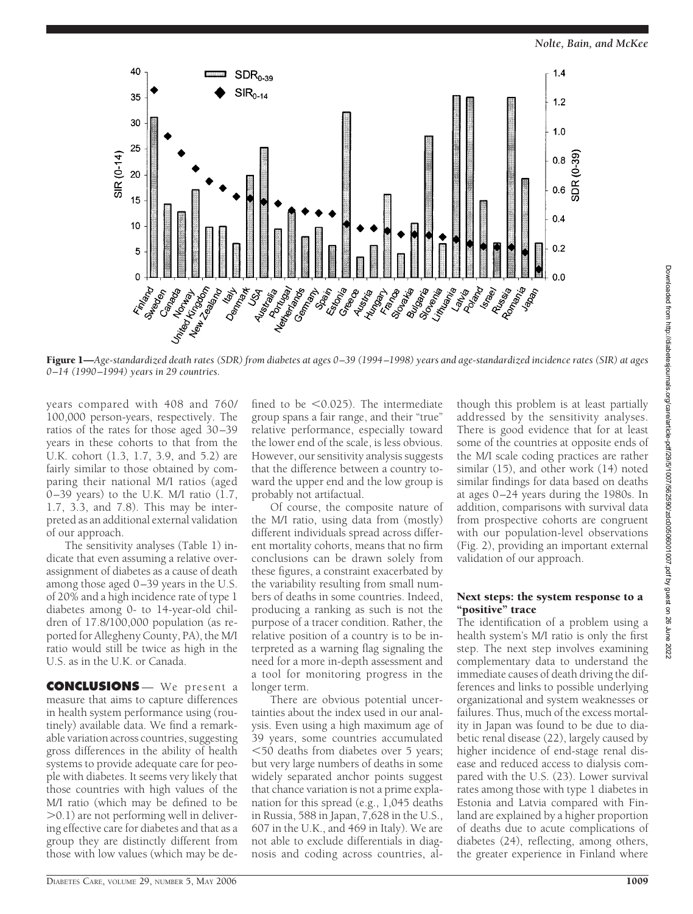**Figure 1**—*Age-standardized death rates (SDR) from diabetes at ages 0–39 (1994–1998) years and age-standardized incidence rates (SIR) at ages 0–14 (1990–1994) years in 29 countries.*

years compared with 408 and 760/100,000 person-years, respectively. The ratios of the rates for those aged 30–39 years in these cohorts to that from the U.K. cohort (1.3, 1.7, 3.9, and 5.2) are fairly similar to those obtained by comparing their national M/I ratios (aged 0–39 years) to the U.K. M/I ratio (1.7, 1.7, 3.3, and 7.8). This may be interpreted as an additional external validation of our approach.

The sensitivity analyses (Table 1) indicate that even assuming a relative overassignment of diabetes as a cause of death among those aged 0–39 years in the U.S. of 20% and a high incidence rate of type 1 diabetes among 0- to 14-year-old children of 17.8/100,000 population (as reported for Allegheny County, PA), the M/I ratio would still be twice as high in the U.S. as in the U.K. or Canada.

## CONCLUSIONS

We present a measure that aims to capture differences in health system performance using (routinely) available data. We find a remarkable variation across countries, suggesting gross differences in the ability of health systems to provide adequate care for people with diabetes. It seems very likely that those countries with high values of the M/I ratio (which may be defined to be $>0.1$) are not performing well in delivering effective care for diabetes and that as a group they are distinctly different from those with low values (which may be defined to be $<0.025$). The intermediate group spans a fair range, and their "true" relative performance, especially toward the lower end of the scale, is less obvious. However, our sensitivity analysis suggests that the difference between a country toward the upper end and the low group is probably not artifactual.

Of course, the composite nature of the M/I ratio, using data from (mostly) different individuals spread across different mortality cohorts, means that no firm conclusions can be drawn solely from these figures, a constraint exacerbated by the variability resulting from small numbers of deaths in some countries. Indeed, producing a ranking as such is not the purpose of a tracer condition. Rather, the relative position of a country is to be interpreted as a warning flag signaling the need for a more in-depth assessment and a tool for monitoring progress in the longer term.

There are obvious potential uncertainties about the index used in our analysis. Even using a high maximum age of 39 years, some countries accumulated $<50$ deaths from diabetes over 5 years; but very large numbers of deaths in some widely separated anchor points suggest that chance variation is not a prime explanation for this spread (e.g., 1,045 deaths in Russia, 588 in Japan, 7,628 in the U.S., 607 in the U.K., and 469 in Italy). We are not able to exclude differentials in diagnosis and coding across countries, although this problem is at least partially addressed by the sensitivity analyses. There is good evidence that for at least some of the countries at opposite ends of the M/I scale coding practices are rather similar (15), and other work (14) noted similar findings for data based on deaths at ages 0–24 years during the 1980s. In addition, comparisons with survival data from prospective cohorts are congruent with our population-level observations (Fig. 2), providing an important external validation of our approach.

### Next steps: the system response to a "positive" trace

The identification of a problem using a health system's M/I ratio is only the first step. The next step involves examining complementary data to understand the immediate causes of death driving the differences and links to possible underlying organizational and system weaknesses or failures. Thus, much of the excess mortality in Japan was found to be due to diabetic renal disease (22), largely caused by higher incidence of end-stage renal disease and reduced access to dialysis compared with the U.S. (23). Lower survival rates among those with type 1 diabetes in Estonia and Latvia compared with Finland are explained by a higher proportion of deaths due to acute complications of diabetes (24), reflecting, among others, the greater experience in Finland where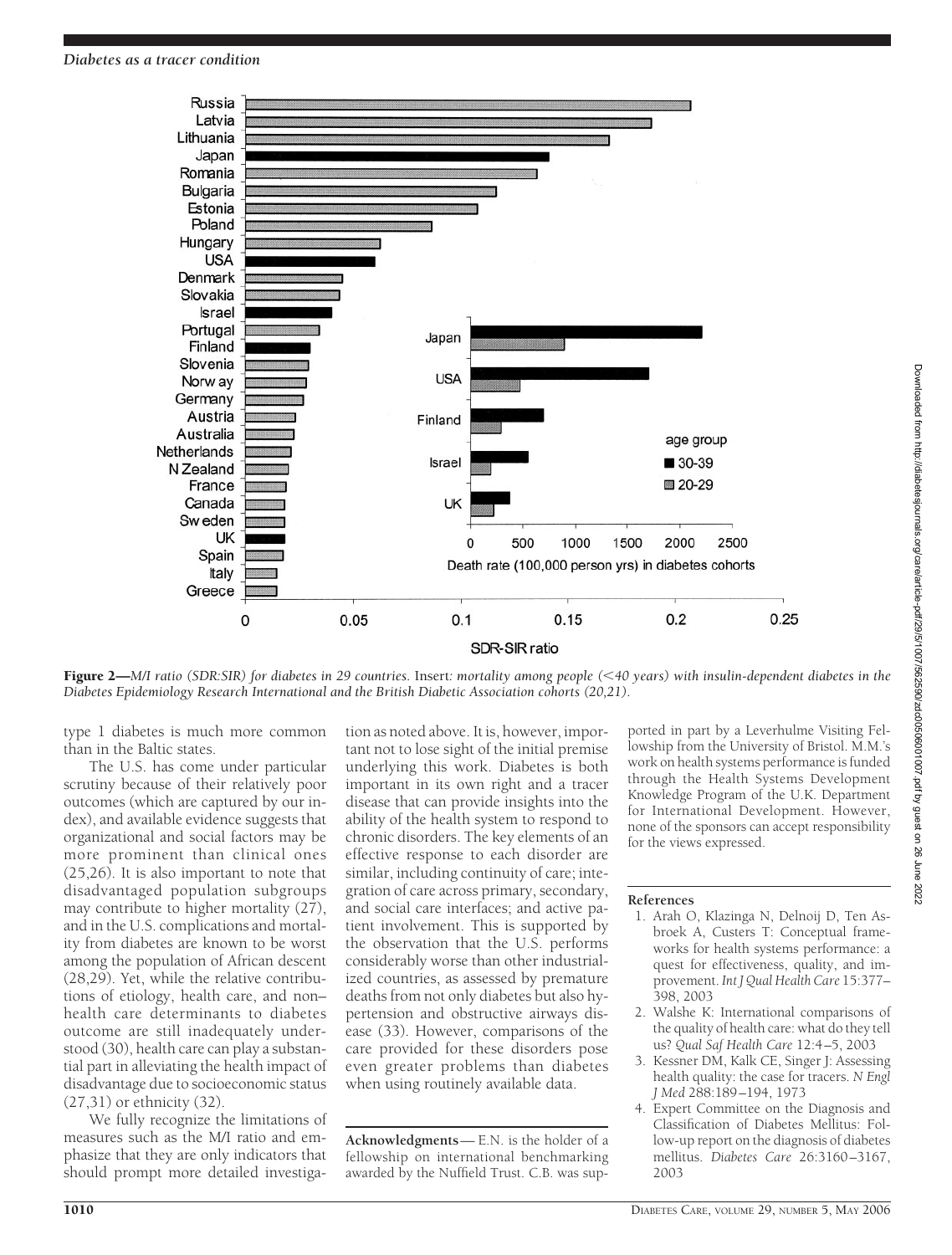**Figure 2**—*M/I ratio (SDR:SIR) for diabetes in 29 countries.* Insert*: mortality among people (<40 years) with insulin-dependent diabetes in the Diabetes Epidemiology Research International and the British Diabetic Association cohorts (20,21).*

type 1 diabetes is much more common than in the Baltic states.

The U.S. has come under particular scrutiny because of their relatively poor outcomes (which are captured by our index), and available evidence suggests that organizational and social factors may be more prominent than clinical ones (25,26). It is also important to note that disadvantaged population subgroups may contribute to higher mortality (27), and in the U.S. complications and mortality from diabetes are known to be worst among the population of African descent (28,29). Yet, while the relative contributions of etiology, health care, and non–health care determinants to diabetes outcome are still inadequately understood (30), health care can play a substantial part in alleviating the health impact of disadvantage due to socioeconomic status (27,31) or ethnicity (32).

We fully recognize the limitations of measures such as the M/I ratio and emphasize that they are only indicators that should prompt more detailed investigation as noted above. It is, however, important not to lose sight of the initial premise underlying this work. Diabetes is both important in its own right and a tracer disease that can provide insights into the ability of the health system to respond to chronic disorders. The key elements of an effective response to each disorder are similar, including continuity of care; integration of care across primary, secondary, and social care interfaces; and active patient involvement. This is supported by the observation that the U.S. performs considerably worse than other industrialized countries, as assessed by premature deaths from not only diabetes but also hypertension and obstructive airways disease (33). However, comparisons of the care provided for these disorders pose even greater problems than diabetes when using routinely available data.

**Acknowledgments**— E.N. is the holder of a fellowship on international benchmarking awarded by the Nuffield Trust. C.B. was supported in part by a Leverhulme Visiting Fellowship from the University of Bristol. M.M.'s work on health systems performance is funded through the Health Systems Development Knowledge Program of the U.K. Department for International Development. However, none of the sponsors can accept responsibility for the views expressed.

## References

1. Arah O, Klazinga N, Delnoij D, Ten Asbroek A, Custers T: Conceptual frameworks for health systems performance: a quest for effectiveness, quality, and improvement. *Int J Qual Health Care* 15:377–398, 2003
2. Walshe K: International comparisons of the quality of health care: what do they tell us? *Qual Saf Health Care* 12:4–5, 2003
3. Kessner DM, Kalk CE, Singer J: Assessing health quality: the case for tracers. *N Engl J Med* 288:189–194, 1973
4. Expert Committee on the Diagnosis and Classification of Diabetes Mellitus: Follow-up report on the diagnosis of diabetes mellitus. *Diabetes Care* 26:3160–3167, 2003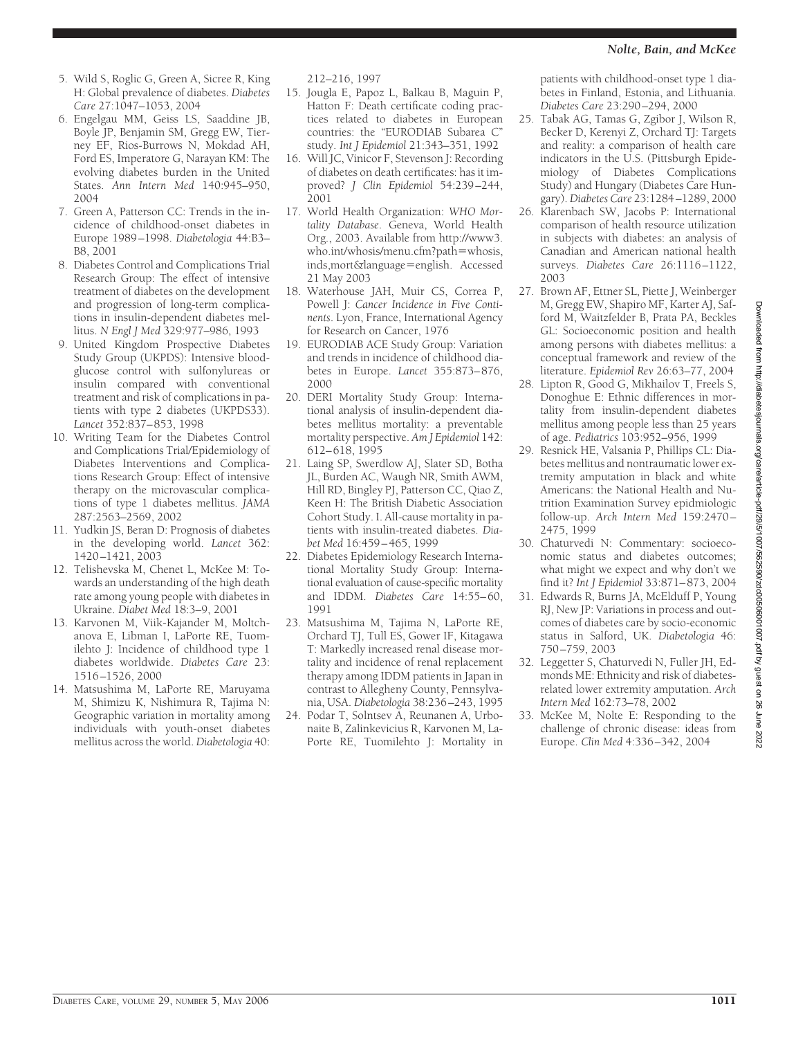5. Wild S, Roglic G, Green A, Sicree R, King H: Global prevalence of diabetes. *Diabetes Care* 27:1047–1053, 2004
6. Engelgau MM, Geiss LS, Saaddine JB, Boyle JP, Benjamin SM, Gregg EW, Tierney EF, Rios-Burrows N, Mokdad AH, Ford ES, Imperatore G, Narayan KM: The evolving diabetes burden in the United States. *Ann Intern Med* 140:945–950, 2004
7. Green A, Patterson CC: Trends in the incidence of childhood-onset diabetes in Europe 1989–1998. *Diabetologia* 44:B3–B8, 2001
8. Diabetes Control and Complications Trial Research Group: The effect of intensive treatment of diabetes on the development and progression of long-term complications in insulin-dependent diabetes mellitus. *N Engl J Med* 329:977–986, 1993
9. United Kingdom Prospective Diabetes Study Group (UKPDS): Intensive blood-glucose control with sulfonylureas or insulin compared with conventional treatment and risk of complications in patients with type 2 diabetes (UKPDS33). *Lancet* 352:837–853, 1998
10. Writing Team for the Diabetes Control and Complications Trial/Epidemiology of Diabetes Interventions and Complications Research Group: Effect of intensive therapy on the microvascular complications of type 1 diabetes mellitus. *JAMA* 287:2563–2569, 2002
11. Yudkin JS, Beran D: Prognosis of diabetes in the developing world. *Lancet* 362: 1420–1421, 2003
12. Telishevska M, Chenet L, McKee M: Towards an understanding of the high death rate among young people with diabetes in Ukraine. *Diabet Med* 18:3–9, 2001
13. Karvonen M, Viik-Kajander M, Moltchanova E, Libman I, LaPorte RE, Tuomilehto J: Incidence of childhood type 1 diabetes worldwide. *Diabetes Care* 23: 1516–1526, 2000
14. Matsushima M, LaPorte RE, Maruyama M, Shimizu K, Nishimura R, Tajima N: Geographic variation in mortality among individuals with youth-onset diabetes mellitus across the world. *Diabetologia* 40: 212–216, 1997
15. Jougla E, Papoz L, Balkau B, Maguin P, Hatton F: Death certificate coding practices related to diabetes in European countries: the "EURODIAB Subarea C" study. *Int J Epidemiol* 21:343–351, 1992
16. Will JC, Vinicor F, Stevenson J: Recording of diabetes on death certificates: has it improved? *J Clin Epidemiol* 54:239–244, 2001
17. World Health Organization: *WHO Mortality Database*. Geneva, World Health Org., 2003. Available from http://www3.who.int/whosis/menu.cfm?path=whosis,inds,mort&language=english. Accessed 21 May 2003
18. Waterhouse JAH, Muir CS, Correa P, Powell J: *Cancer Incidence in Five Continents*. Lyon, France, International Agency for Research on Cancer, 1976
19. EURODIAB ACE Study Group: Variation and trends in incidence of childhood diabetes in Europe. *Lancet* 355:873–876, 2000
20. DERI Mortality Study Group: International analysis of insulin-dependent diabetes mellitus mortality: a preventable mortality perspective. *Am J Epidemiol* 142: 612–618, 1995
21. Laing SP, Swerdlow AJ, Slater SD, Botha JL, Burden AC, Waugh NR, Smith AWM, Hill RD, Bingley PJ, Patterson CC, Qiao Z, Keen H: The British Diabetic Association Cohort Study. I. All-cause mortality in patients with insulin-treated diabetes. *Diabet Med* 16:459–465, 1999
22. Diabetes Epidemiology Research International Mortality Study Group: International evaluation of cause-specific mortality and IDDM. *Diabetes Care* 14:55–60, 1991
23. Matsushima M, Tajima N, LaPorte RE, Orchard TJ, Tull ES, Gower IF, Kitagawa T: Markedly increased renal disease mortality and incidence of renal replacement therapy among IDDM patients in Japan in contrast to Allegheny County, Pennsylvania, USA. *Diabetologia* 38:236–243, 1995
24. Podar T, Solntsev A, Reunanen A, Urbonaite B, Zalinkevicius R, Karvonen M, LaPorte RE, Tuomilehto J: Mortality in patients with childhood-onset type 1 diabetes in Finland, Estonia, and Lithuania. *Diabetes Care* 23:290–294, 2000
25. Tabak AG, Tamas G, Zgibor J, Wilson R, Becker D, Kerenyi Z, Orchard TJ: Targets and reality: a comparison of health care indicators in the U.S. (Pittsburgh Epidemiology of Diabetes Complications Study) and Hungary (Diabetes Care Hungary). *Diabetes Care* 23:1284–1289, 2000
26. Klarenbach SW, Jacobs P: International comparison of health resource utilization in subjects with diabetes: an analysis of Canadian and American national health surveys. *Diabetes Care* 26:1116–1122, 2003
27. Brown AF, Ettner SL, Piette J, Weinberger M, Gregg EW, Shapiro MF, Karter AJ, Safford M, Waitzfelder B, Prata PA, Beckles GL: Socioeconomic position and health among persons with diabetes mellitus: a conceptual framework and review of the literature. *Epidemiol Rev* 26:63–77, 2004
28. Lipton R, Good G, Mikhailov T, Freels S, Donoghue E: Ethnic differences in mortality from insulin-dependent diabetes mellitus among people less than 25 years of age. *Pediatrics* 103:952–956, 1999
29. Resnick HE, Valsania P, Phillips CL: Diabetes mellitus and nontraumatic lower extremity amputation in black and white Americans: the National Health and Nutrition Examination Survey epidmiologic follow-up. *Arch Intern Med* 159:2470–2475, 1999
30. Chaturvedi N: Commentary: socioeconomic status and diabetes outcomes; what might we expect and why don't we find it? *Int J Epidemiol* 33:871–873, 2004
31. Edwards R, Burns JA, McElduff P, Young RJ, New JP: Variations in process and outcomes of diabetes care by socio-economic status in Salford, UK. *Diabetologia* 46: 750–759, 2003
32. Leggetter S, Chaturvedi N, Fuller JH, Edmonds ME: Ethnicity and risk of diabetes-related lower extremity amputation. *Arch Intern Med* 162:73–78, 2002
33. McKee M, Nolte E: Responding to the challenge of chronic disease: ideas from Europe. *Clin Med* 4:336–342, 2004